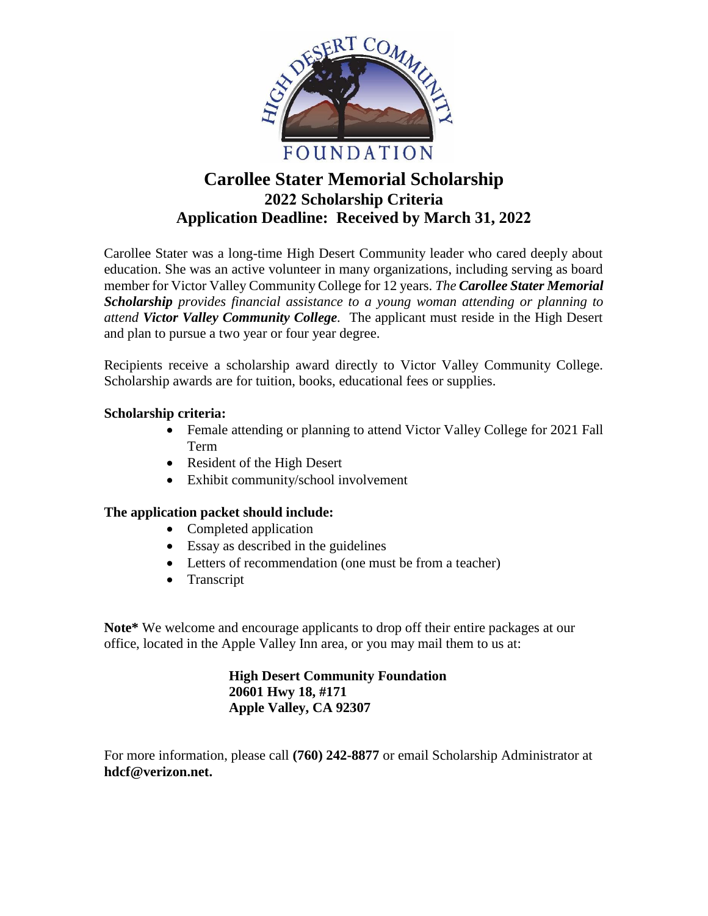HIGH DESERT COMMUNITY FOUNDATION

# Carollee Stater Memorial Scholarship

## 2022 Scholarship Criteria

## Application Deadline: Received by March 31, 2022

Carollee Stater was a long-time High Desert Community leader who cared deeply about education. She was an active volunteer in many organizations, including serving as board member for Victor Valley Community College for 12 years. *The **Carollee Stater Memorial Scholarship** provides financial assistance to a young woman attending or planning to attend **Victor Valley Community College**.* The applicant must reside in the High Desert and plan to pursue a two year or four year degree.

Recipients receive a scholarship award directly to Victor Valley Community College. Scholarship awards are for tuition, books, educational fees or supplies.

**Scholarship criteria:**

- Female attending or planning to attend Victor Valley College for 2021 Fall Term
- Resident of the High Desert
- Exhibit community/school involvement

**The application packet should include:**

- Completed application
- Essay as described in the guidelines
- Letters of recommendation (one must be from a teacher)
- Transcript

**Note*** We welcome and encourage applicants to drop off their entire packages at our office, located in the Apple Valley Inn area, or you may mail them to us at:

**High Desert Community Foundation**
**20601 Hwy 18, #171**
**Apple Valley, CA 92307**

For more information, please call **(760) 242-8877** or email Scholarship Administrator at **hdcf@verizon.net.**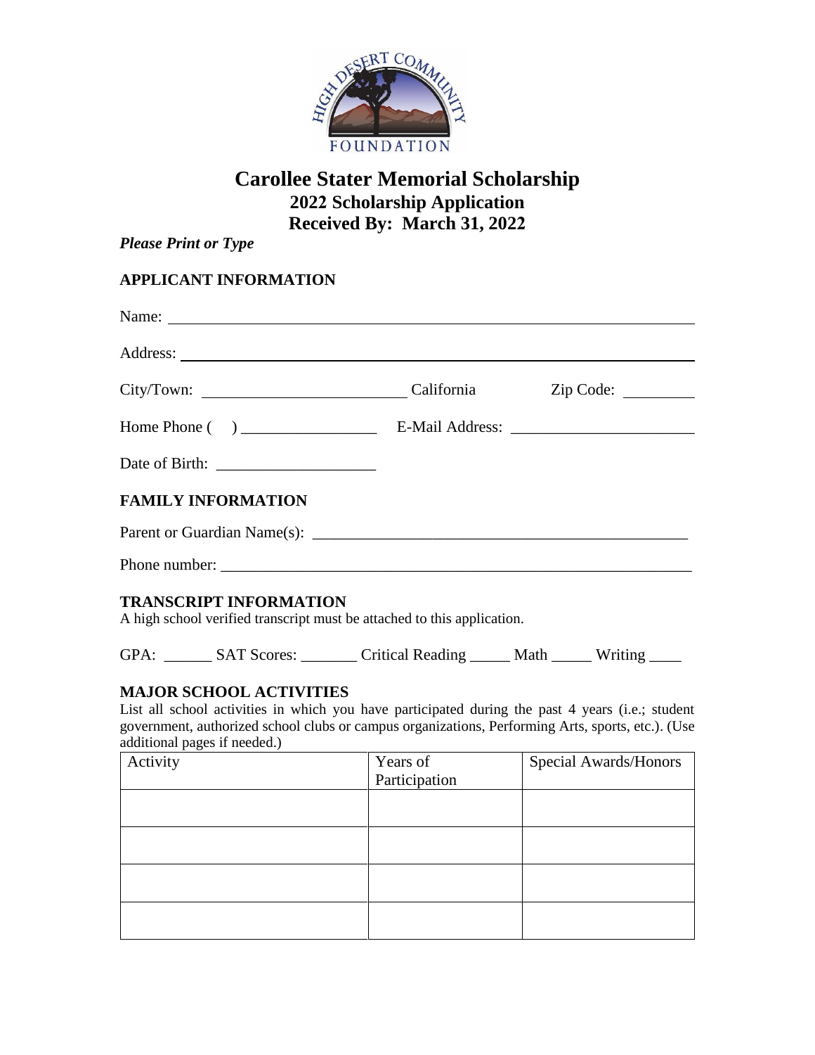# Carollee Stater Memorial Scholarship

## 2022 Scholarship Application

## Received By: March 31, 2022

***Please Print or Type***

### APPLICANT INFORMATION

Name: ______________________________________________________________

Address: ____________________________________________________________

City/Town: _________________________ California Zip Code: _________

Home Phone ( ) _________________ E-Mail Address: _______________________

Date of Birth: ____________________

### FAMILY INFORMATION

Parent or Guardian Name(s): _______________________________________________

Phone number: _____________________________________________________________

### TRANSCRIPT INFORMATION

A high school verified transcript must be attached to this application.

GPA: ______ SAT Scores: _______ Critical Reading _____ Math _____ Writing ____

### MAJOR SCHOOL ACTIVITIES

List all school activities in which you have participated during the past 4 years (i.e.; student government, authorized school clubs or campus organizations, Performing Arts, sports, etc.). (Use additional pages if needed.)

| Activity | Years of Participation | Special Awards/Honors |
|---|---|---|
| | | |
| | | |
| | | |
| | | |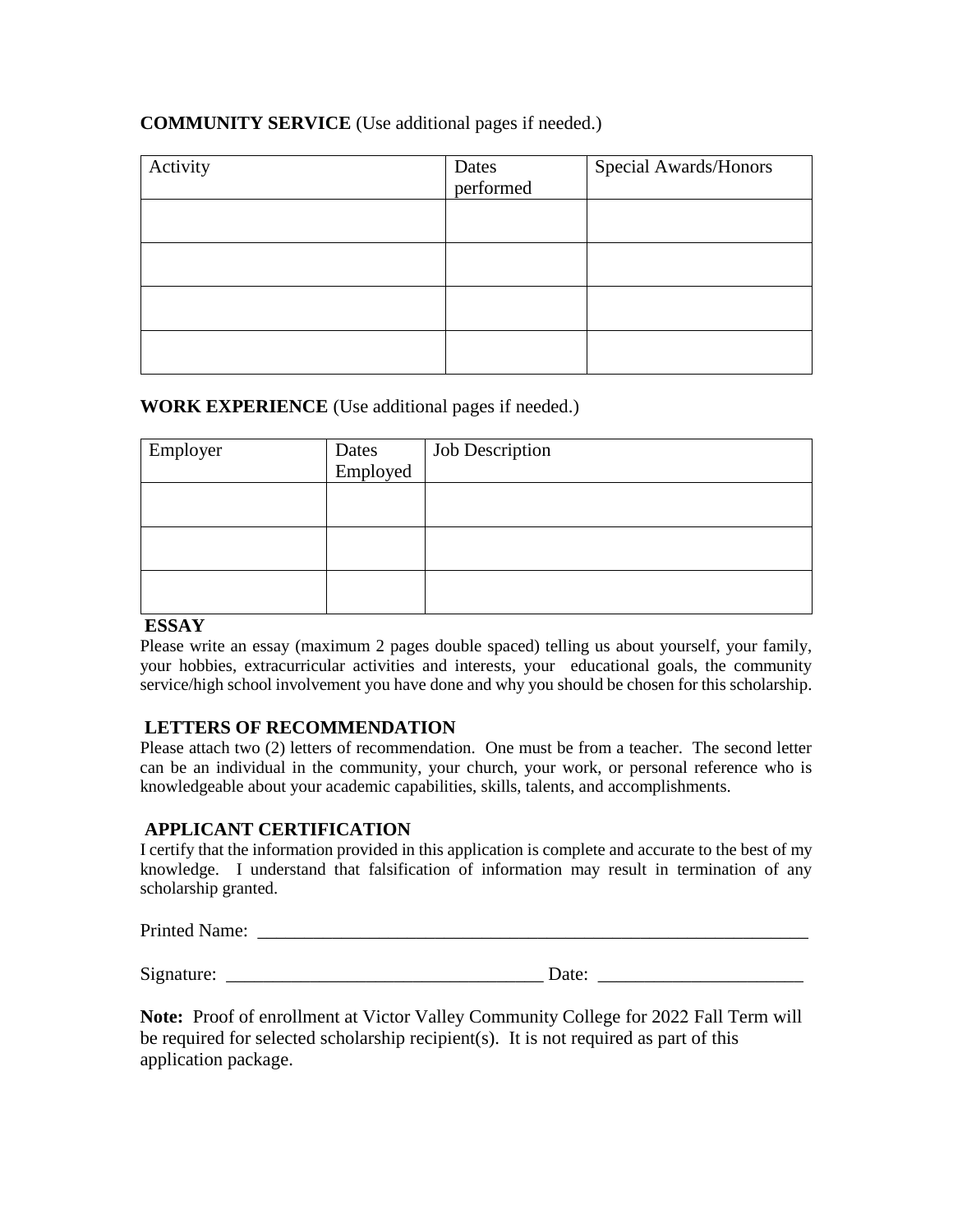**COMMUNITY SERVICE** (Use additional pages if needed.)

| Activity | Dates performed | Special Awards/Honors |
|---|---|---|
| | | |
| | | |
| | | |
| | | |

**WORK EXPERIENCE** (Use additional pages if needed.)

| Employer | Dates Employed | Job Description |
|---|---|---|
| | | |
| | | |
| | | |

**ESSAY**

Please write an essay (maximum 2 pages double spaced) telling us about yourself, your family, your hobbies, extracurricular activities and interests, your educational goals, the community service/high school involvement you have done and why you should be chosen for this scholarship.

**LETTERS OF RECOMMENDATION**

Please attach two (2) letters of recommendation. One must be from a teacher. The second letter can be an individual in the community, your church, your work, or personal reference who is knowledgeable about your academic capabilities, skills, talents, and accomplishments.

**APPLICANT CERTIFICATION**

I certify that the information provided in this application is complete and accurate to the best of my knowledge. I understand that falsification of information may result in termination of any scholarship granted.

Printed Name: ______________________________________________________________

Signature: ___________________________________ Date: ______________________

**Note:** Proof of enrollment at Victor Valley Community College for 2022 Fall Term will be required for selected scholarship recipient(s). It is not required as part of this application package.